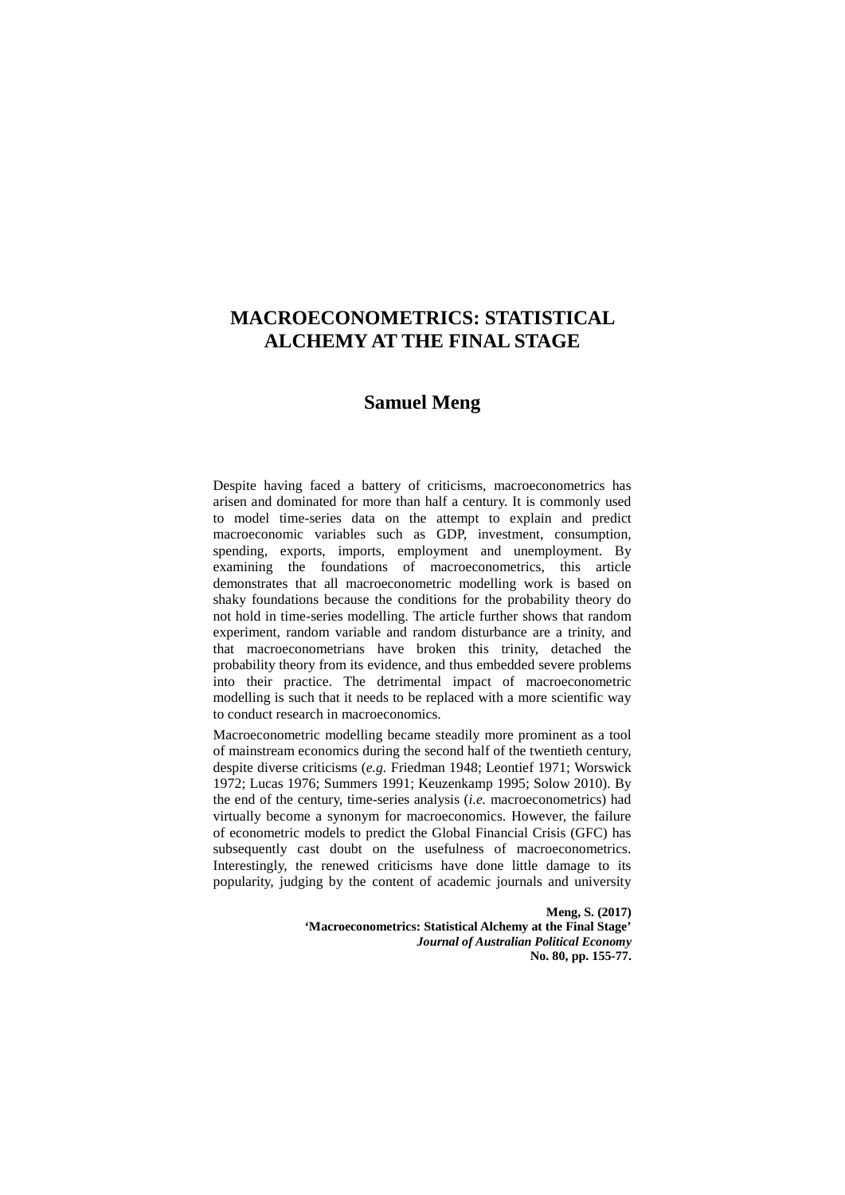# MACROECONOMETRICS: STATISTICAL ALCHEMY AT THE FINAL STAGE

## Samuel Meng

Despite having faced a battery of criticisms, macroeconometrics has arisen and dominated for more than half a century. It is commonly used to model time-series data on the attempt to explain and predict macroeconomic variables such as GDP, investment, consumption, spending, exports, imports, employment and unemployment. By examining the foundations of macroeconometrics, this article demonstrates that all macroeconometric modelling work is based on shaky foundations because the conditions for the probability theory do not hold in time-series modelling. The article further shows that random experiment, random variable and random disturbance are a trinity, and that macroeconometrians have broken this trinity, detached the probability theory from its evidence, and thus embedded severe problems into their practice. The detrimental impact of macroeconometric modelling is such that it needs to be replaced with a more scientific way to conduct research in macroeconomics.

Macroeconometric modelling became steadily more prominent as a tool of mainstream economics during the second half of the twentieth century, despite diverse criticisms (*e.g.* Friedman 1948; Leontief 1971; Worswick 1972; Lucas 1976; Summers 1991; Keuzenkamp 1995; Solow 2010). By the end of the century, time-series analysis (*i.e.* macroeconometrics) had virtually become a synonym for macroeconomics. However, the failure of econometric models to predict the Global Financial Crisis (GFC) has subsequently cast doubt on the usefulness of macroeconometrics. Interestingly, the renewed criticisms have done little damage to its popularity, judging by the content of academic journals and university

**Meng, S. (2017)**
**'Macroeconometrics: Statistical Alchemy at the Final Stage'**
***Journal of Australian Political Economy***
**No. 80, pp. 155-77.**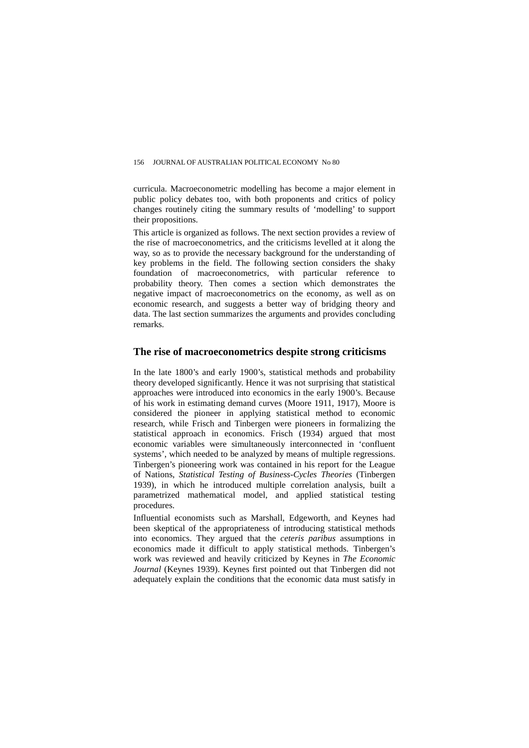curricula. Macroeconometric modelling has become a major element in public policy debates too, with both proponents and critics of policy changes routinely citing the summary results of 'modelling' to support their propositions.

This article is organized as follows. The next section provides a review of the rise of macroeconometrics, and the criticisms levelled at it along the way, so as to provide the necessary background for the understanding of key problems in the field. The following section considers the shaky foundation of macroeconometrics, with particular reference to probability theory. Then comes a section which demonstrates the negative impact of macroeconometrics on the economy, as well as on economic research, and suggests a better way of bridging theory and data. The last section summarizes the arguments and provides concluding remarks.

## The rise of macroeconometrics despite strong criticisms

In the late 1800's and early 1900's, statistical methods and probability theory developed significantly. Hence it was not surprising that statistical approaches were introduced into economics in the early 1900's. Because of his work in estimating demand curves (Moore 1911, 1917), Moore is considered the pioneer in applying statistical method to economic research, while Frisch and Tinbergen were pioneers in formalizing the statistical approach in economics. Frisch (1934) argued that most economic variables were simultaneously interconnected in 'confluent systems', which needed to be analyzed by means of multiple regressions. Tinbergen's pioneering work was contained in his report for the League of Nations, *Statistical Testing of Business-Cycles Theories* (Tinbergen 1939), in which he introduced multiple correlation analysis, built a parametrized mathematical model, and applied statistical testing procedures.

Influential economists such as Marshall, Edgeworth, and Keynes had been skeptical of the appropriateness of introducing statistical methods into economics. They argued that the *ceteris paribus* assumptions in economics made it difficult to apply statistical methods. Tinbergen's work was reviewed and heavily criticized by Keynes in *The Economic Journal* (Keynes 1939). Keynes first pointed out that Tinbergen did not adequately explain the conditions that the economic data must satisfy in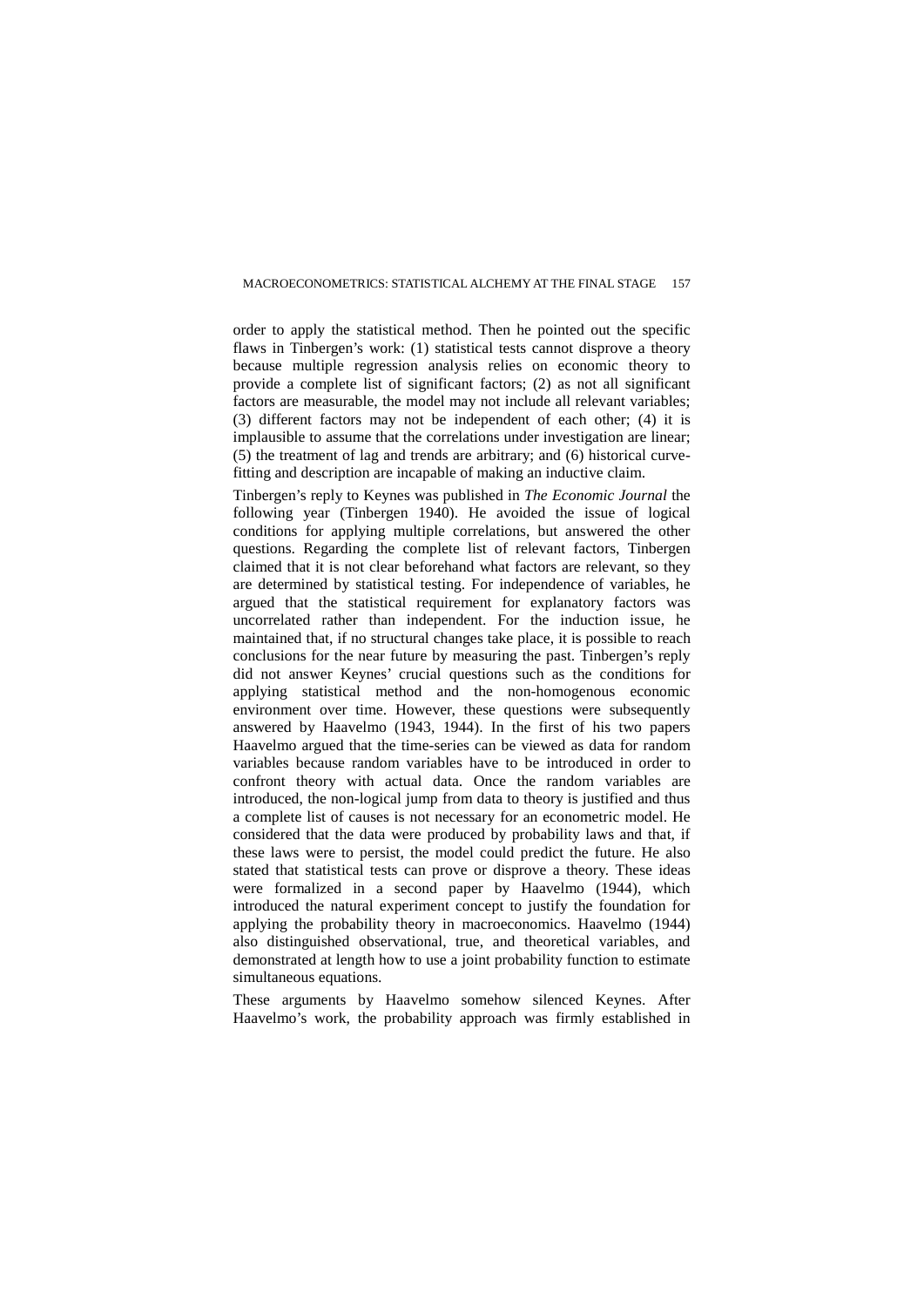order to apply the statistical method. Then he pointed out the specific flaws in Tinbergen's work: (1) statistical tests cannot disprove a theory because multiple regression analysis relies on economic theory to provide a complete list of significant factors; (2) as not all significant factors are measurable, the model may not include all relevant variables; (3) different factors may not be independent of each other; (4) it is implausible to assume that the correlations under investigation are linear; (5) the treatment of lag and trends are arbitrary; and (6) historical curve-fitting and description are incapable of making an inductive claim.

Tinbergen's reply to Keynes was published in *The Economic Journal* the following year (Tinbergen 1940). He avoided the issue of logical conditions for applying multiple correlations, but answered the other questions. Regarding the complete list of relevant factors, Tinbergen claimed that it is not clear beforehand what factors are relevant, so they are determined by statistical testing. For independence of variables, he argued that the statistical requirement for explanatory factors was uncorrelated rather than independent. For the induction issue, he maintained that, if no structural changes take place, it is possible to reach conclusions for the near future by measuring the past. Tinbergen's reply did not answer Keynes' crucial questions such as the conditions for applying statistical method and the non-homogenous economic environment over time. However, these questions were subsequently answered by Haavelmo (1943, 1944). In the first of his two papers Haavelmo argued that the time-series can be viewed as data for random variables because random variables have to be introduced in order to confront theory with actual data. Once the random variables are introduced, the non-logical jump from data to theory is justified and thus a complete list of causes is not necessary for an econometric model. He considered that the data were produced by probability laws and that, if these laws were to persist, the model could predict the future. He also stated that statistical tests can prove or disprove a theory. These ideas were formalized in a second paper by Haavelmo (1944), which introduced the natural experiment concept to justify the foundation for applying the probability theory in macroeconomics. Haavelmo (1944) also distinguished observational, true, and theoretical variables, and demonstrated at length how to use a joint probability function to estimate simultaneous equations.

These arguments by Haavelmo somehow silenced Keynes. After Haavelmo's work, the probability approach was firmly established in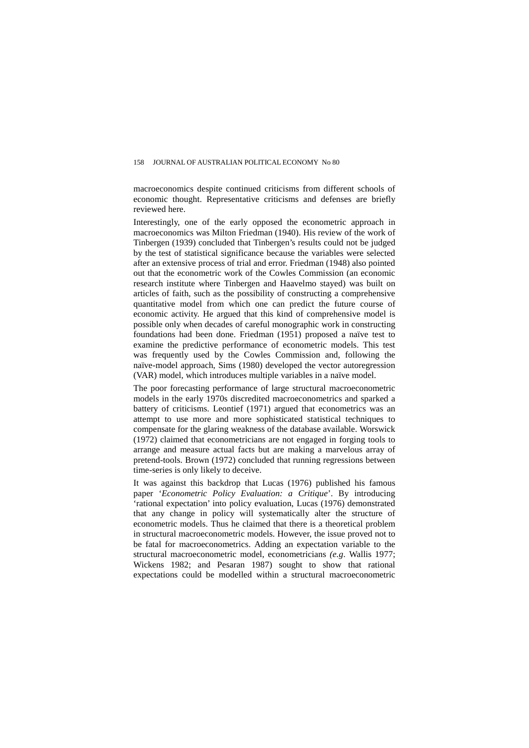macroeconomics despite continued criticisms from different schools of economic thought. Representative criticisms and defenses are briefly reviewed here.

Interestingly, one of the early opposed the econometric approach in macroeconomics was Milton Friedman (1940). His review of the work of Tinbergen (1939) concluded that Tinbergen's results could not be judged by the test of statistical significance because the variables were selected after an extensive process of trial and error. Friedman (1948) also pointed out that the econometric work of the Cowles Commission (an economic research institute where Tinbergen and Haavelmo stayed) was built on articles of faith, such as the possibility of constructing a comprehensive quantitative model from which one can predict the future course of economic activity. He argued that this kind of comprehensive model is possible only when decades of careful monographic work in constructing foundations had been done. Friedman (1951) proposed a naïve test to examine the predictive performance of econometric models. This test was frequently used by the Cowles Commission and, following the naïve-model approach, Sims (1980) developed the vector autoregression (VAR) model, which introduces multiple variables in a naïve model.

The poor forecasting performance of large structural macroeconometric models in the early 1970s discredited macroeconometrics and sparked a battery of criticisms. Leontief (1971) argued that econometrics was an attempt to use more and more sophisticated statistical techniques to compensate for the glaring weakness of the database available. Worswick (1972) claimed that econometricians are not engaged in forging tools to arrange and measure actual facts but are making a marvelous array of pretend-tools. Brown (1972) concluded that running regressions between time-series is only likely to deceive.

It was against this backdrop that Lucas (1976) published his famous paper '*Econometric Policy Evaluation: a Critique*'. By introducing 'rational expectation' into policy evaluation, Lucas (1976) demonstrated that any change in policy will systematically alter the structure of econometric models. Thus he claimed that there is a theoretical problem in structural macroeconometric models. However, the issue proved not to be fatal for macroeconometrics. Adding an expectation variable to the structural macroeconometric model, econometricians *(e.g*. Wallis 1977; Wickens 1982; and Pesaran 1987) sought to show that rational expectations could be modelled within a structural macroeconometric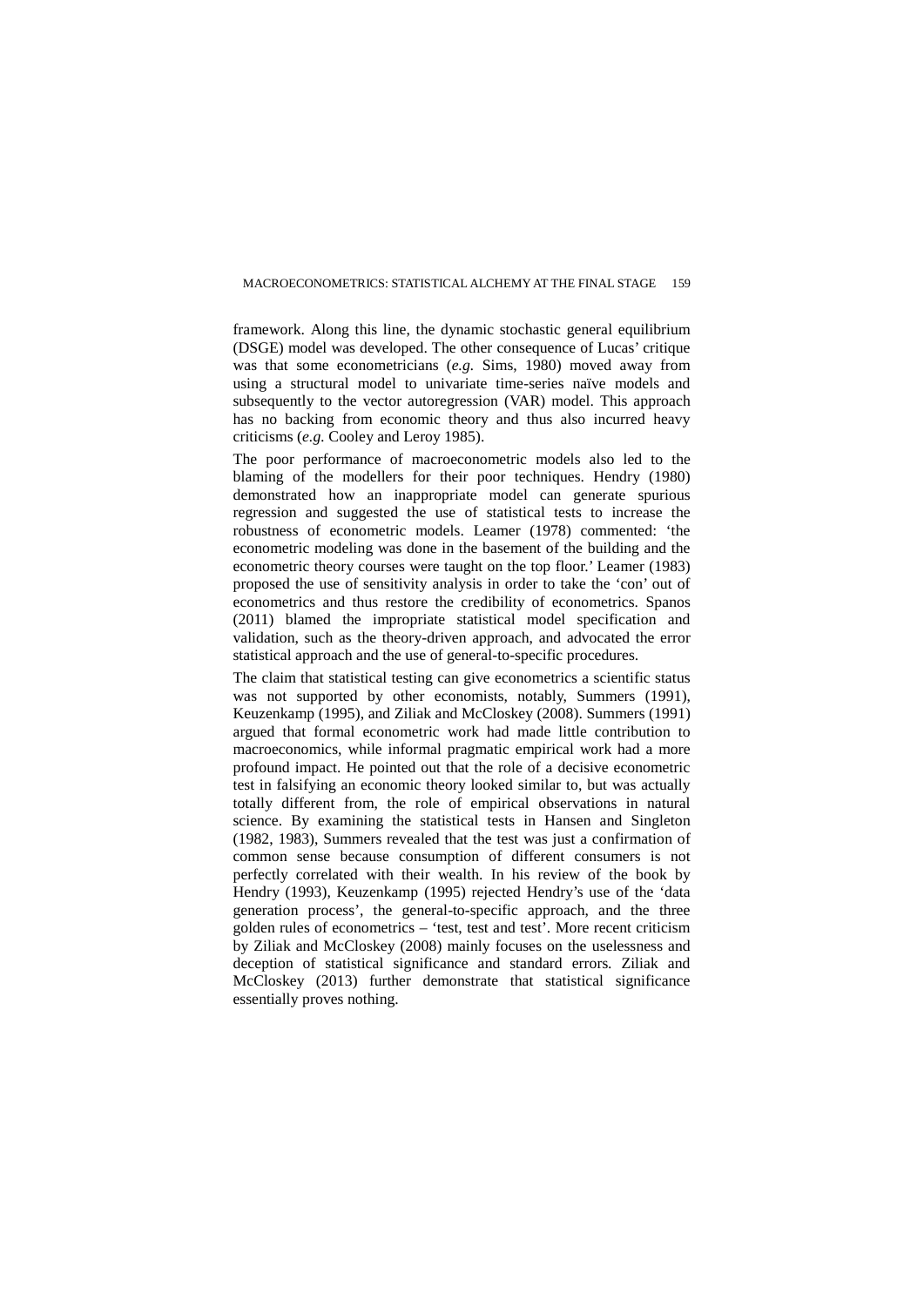framework. Along this line, the dynamic stochastic general equilibrium (DSGE) model was developed. The other consequence of Lucas' critique was that some econometricians (*e.g.* Sims, 1980) moved away from using a structural model to univariate time-series naïve models and subsequently to the vector autoregression (VAR) model. This approach has no backing from economic theory and thus also incurred heavy criticisms (*e.g.* Cooley and Leroy 1985).

The poor performance of macroeconometric models also led to the blaming of the modellers for their poor techniques. Hendry (1980) demonstrated how an inappropriate model can generate spurious regression and suggested the use of statistical tests to increase the robustness of econometric models. Leamer (1978) commented: 'the econometric modeling was done in the basement of the building and the econometric theory courses were taught on the top floor.' Leamer (1983) proposed the use of sensitivity analysis in order to take the 'con' out of econometrics and thus restore the credibility of econometrics. Spanos (2011) blamed the impropriate statistical model specification and validation, such as the theory-driven approach, and advocated the error statistical approach and the use of general-to-specific procedures.

The claim that statistical testing can give econometrics a scientific status was not supported by other economists, notably, Summers (1991), Keuzenkamp (1995), and Ziliak and McCloskey (2008). Summers (1991) argued that formal econometric work had made little contribution to macroeconomics, while informal pragmatic empirical work had a more profound impact. He pointed out that the role of a decisive econometric test in falsifying an economic theory looked similar to, but was actually totally different from, the role of empirical observations in natural science. By examining the statistical tests in Hansen and Singleton (1982, 1983), Summers revealed that the test was just a confirmation of common sense because consumption of different consumers is not perfectly correlated with their wealth. In his review of the book by Hendry (1993), Keuzenkamp (1995) rejected Hendry's use of the 'data generation process', the general-to-specific approach, and the three golden rules of econometrics – 'test, test and test'. More recent criticism by Ziliak and McCloskey (2008) mainly focuses on the uselessness and deception of statistical significance and standard errors. Ziliak and McCloskey (2013) further demonstrate that statistical significance essentially proves nothing.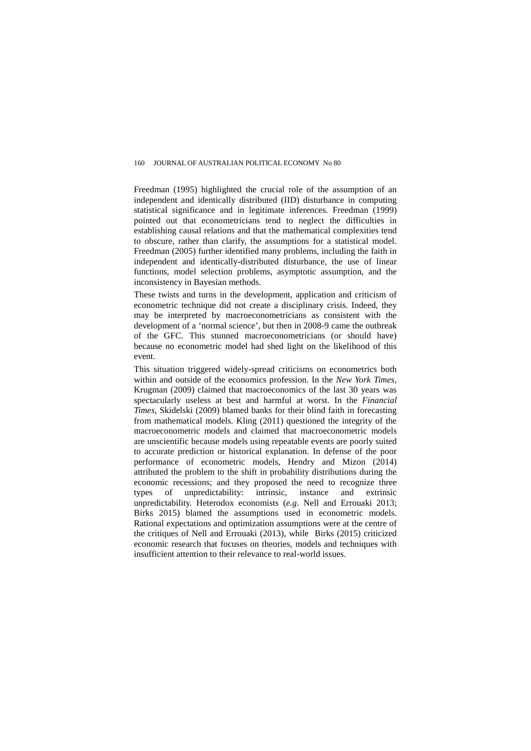Freedman (1995) highlighted the crucial role of the assumption of an independent and identically distributed (IID) disturbance in computing statistical significance and in legitimate inferences. Freedman (1999) pointed out that econometricians tend to neglect the difficulties in establishing causal relations and that the mathematical complexities tend to obscure, rather than clarify, the assumptions for a statistical model. Freedman (2005) further identified many problems, including the faith in independent and identically-distributed disturbance, the use of linear functions, model selection problems, asymptotic assumption, and the inconsistency in Bayesian methods.

These twists and turns in the development, application and criticism of econometric technique did not create a disciplinary crisis. Indeed, they may be interpreted by macroeconometricians as consistent with the development of a 'normal science', but then in 2008-9 came the outbreak of the GFC. This stunned macroeconometricians (or should have) because no econometric model had shed light on the likelihood of this event.

This situation triggered widely-spread criticisms on econometrics both within and outside of the economics profession. In the *New York Times*, Krugman (2009) claimed that macroeconomics of the last 30 years was spectacularly useless at best and harmful at worst. In the *Financial Times*, Skidelski (2009) blamed banks for their blind faith in forecasting from mathematical models. Kling (2011) questioned the integrity of the macroeconometric models and claimed that macroeconometric models are unscientific because models using repeatable events are poorly suited to accurate prediction or historical explanation. In defense of the poor performance of econometric models, Hendry and Mizon (2014) attributed the problem to the shift in probability distributions during the economic recessions; and they proposed the need to recognize three types of unpredictability: intrinsic, instance and extrinsic unpredictability. Heterodox economists (*e.g*. Nell and Errouaki 2013; Birks 2015) blamed the assumptions used in econometric models. Rational expectations and optimization assumptions were at the centre of the critiques of Nell and Errouaki (2013), while Birks (2015) criticized economic research that focuses on theories, models and techniques with insufficient attention to their relevance to real-world issues.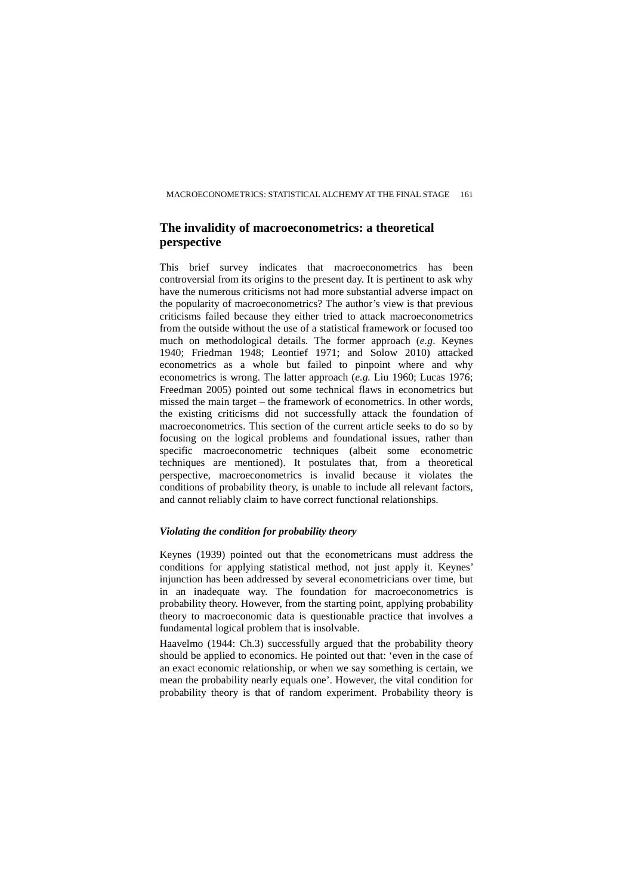## The invalidity of macroeconometrics: a theoretical perspective

This brief survey indicates that macroeconometrics has been controversial from its origins to the present day. It is pertinent to ask why have the numerous criticisms not had more substantial adverse impact on the popularity of macroeconometrics? The author's view is that previous criticisms failed because they either tried to attack macroeconometrics from the outside without the use of a statistical framework or focused too much on methodological details. The former approach (*e.g*. Keynes 1940; Friedman 1948; Leontief 1971; and Solow 2010) attacked econometrics as a whole but failed to pinpoint where and why econometrics is wrong. The latter approach (*e.g.* Liu 1960; Lucas 1976; Freedman 2005) pointed out some technical flaws in econometrics but missed the main target – the framework of econometrics. In other words, the existing criticisms did not successfully attack the foundation of macroeconometrics. This section of the current article seeks to do so by focusing on the logical problems and foundational issues, rather than specific macroeconometric techniques (albeit some econometric techniques are mentioned). It postulates that, from a theoretical perspective, macroeconometrics is invalid because it violates the conditions of probability theory, is unable to include all relevant factors, and cannot reliably claim to have correct functional relationships.

### *Violating the condition for probability theory*

Keynes (1939) pointed out that the econometricans must address the conditions for applying statistical method, not just apply it. Keynes' injunction has been addressed by several econometricians over time, but in an inadequate way. The foundation for macroeconometrics is probability theory. However, from the starting point, applying probability theory to macroeconomic data is questionable practice that involves a fundamental logical problem that is insolvable.

Haavelmo (1944: Ch.3) successfully argued that the probability theory should be applied to economics. He pointed out that: 'even in the case of an exact economic relationship, or when we say something is certain, we mean the probability nearly equals one'. However, the vital condition for probability theory is that of random experiment. Probability theory is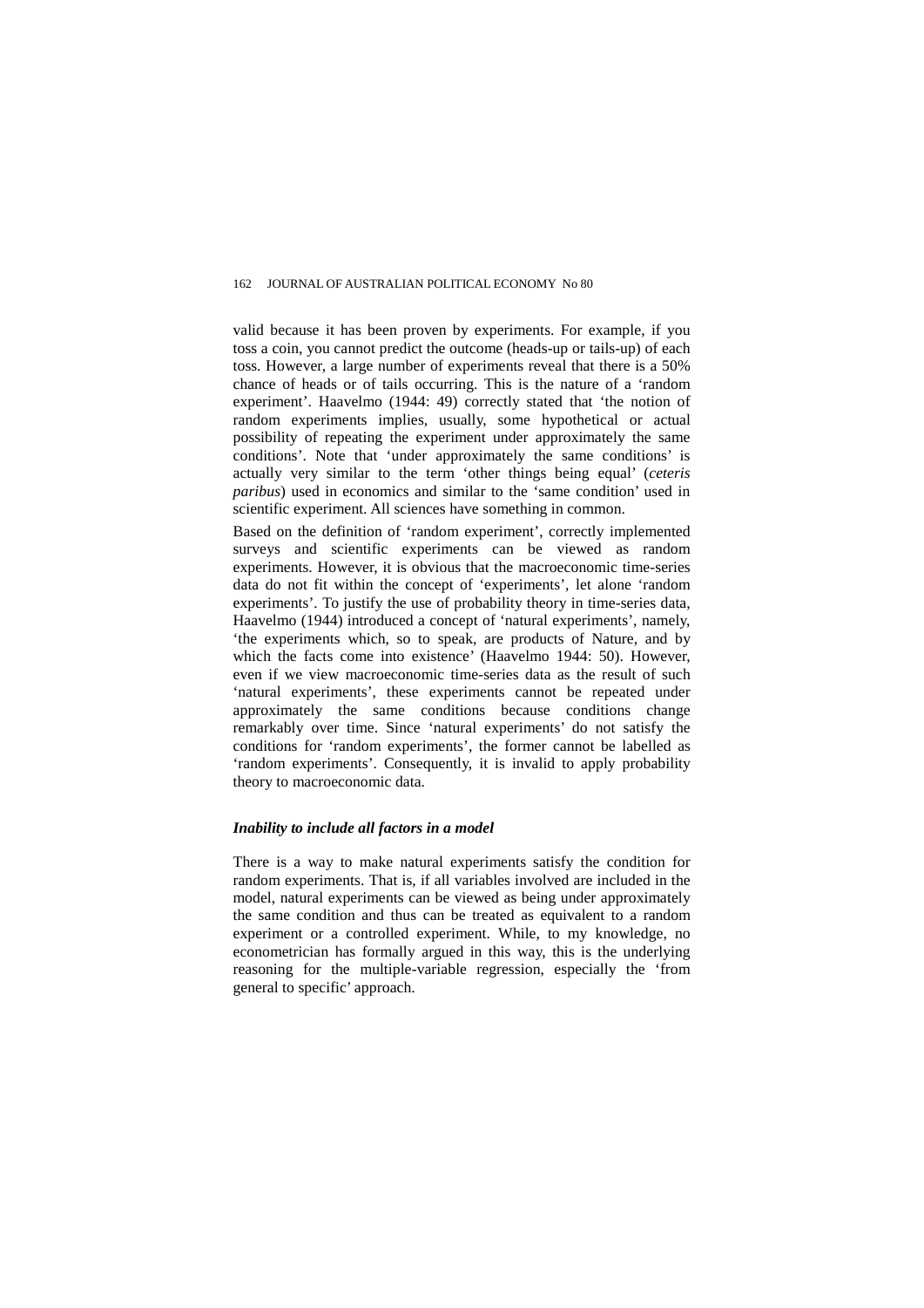valid because it has been proven by experiments. For example, if you toss a coin, you cannot predict the outcome (heads-up or tails-up) of each toss. However, a large number of experiments reveal that there is a 50% chance of heads or of tails occurring. This is the nature of a 'random experiment'. Haavelmo (1944: 49) correctly stated that 'the notion of random experiments implies, usually, some hypothetical or actual possibility of repeating the experiment under approximately the same conditions'. Note that 'under approximately the same conditions' is actually very similar to the term 'other things being equal' (*ceteris paribus*) used in economics and similar to the 'same condition' used in scientific experiment. All sciences have something in common.

Based on the definition of 'random experiment', correctly implemented surveys and scientific experiments can be viewed as random experiments. However, it is obvious that the macroeconomic time-series data do not fit within the concept of 'experiments', let alone 'random experiments'. To justify the use of probability theory in time-series data, Haavelmo (1944) introduced a concept of 'natural experiments', namely, 'the experiments which, so to speak, are products of Nature, and by which the facts come into existence' (Haavelmo 1944: 50). However, even if we view macroeconomic time-series data as the result of such 'natural experiments', these experiments cannot be repeated under approximately the same conditions because conditions change remarkably over time. Since 'natural experiments' do not satisfy the conditions for 'random experiments', the former cannot be labelled as 'random experiments'. Consequently, it is invalid to apply probability theory to macroeconomic data.

### *Inability to include all factors in a model*

There is a way to make natural experiments satisfy the condition for random experiments. That is, if all variables involved are included in the model, natural experiments can be viewed as being under approximately the same condition and thus can be treated as equivalent to a random experiment or a controlled experiment. While, to my knowledge, no econometrician has formally argued in this way, this is the underlying reasoning for the multiple-variable regression, especially the 'from general to specific' approach.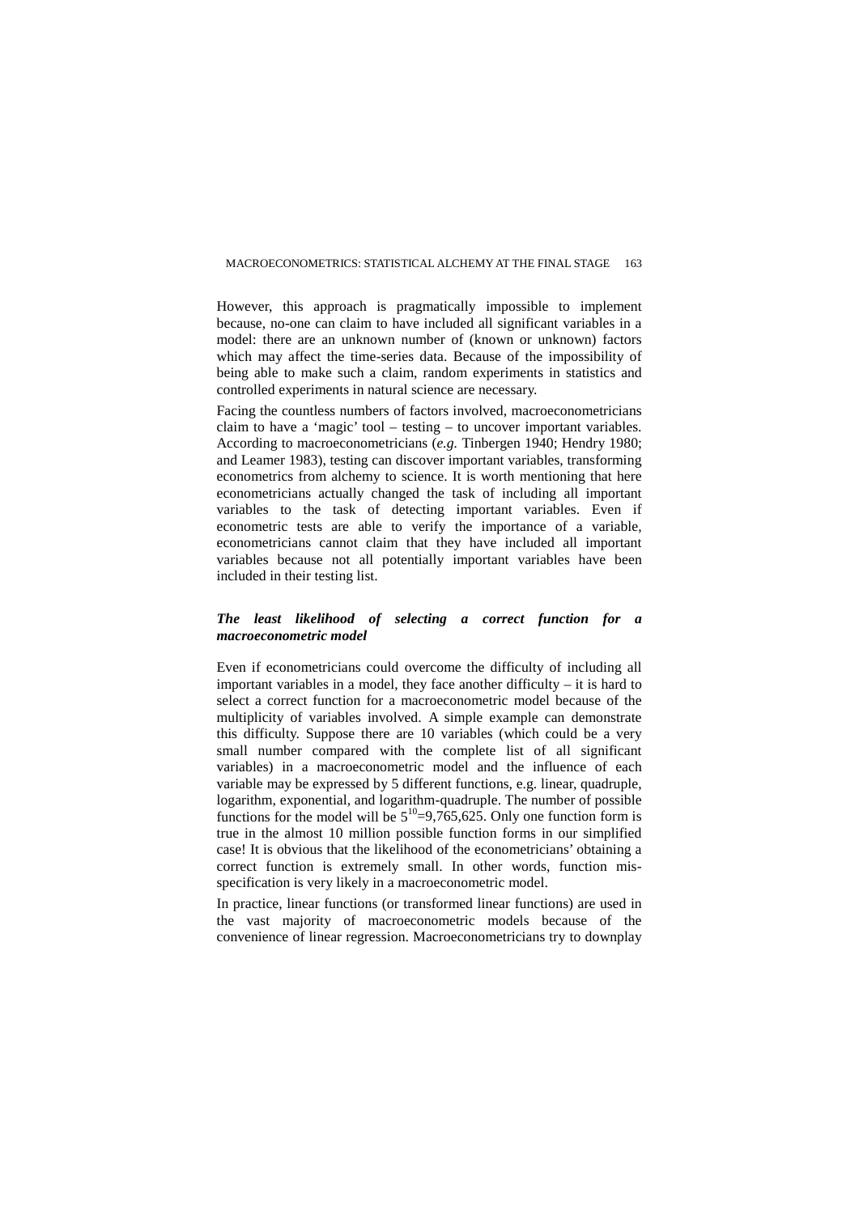However, this approach is pragmatically impossible to implement because, no-one can claim to have included all significant variables in a model: there are an unknown number of (known or unknown) factors which may affect the time-series data. Because of the impossibility of being able to make such a claim, random experiments in statistics and controlled experiments in natural science are necessary.

Facing the countless numbers of factors involved, macroeconometricians claim to have a 'magic' tool – testing – to uncover important variables. According to macroeconometricians (*e.g.* Tinbergen 1940; Hendry 1980; and Leamer 1983), testing can discover important variables, transforming econometrics from alchemy to science. It is worth mentioning that here econometricians actually changed the task of including all important variables to the task of detecting important variables. Even if econometric tests are able to verify the importance of a variable, econometricians cannot claim that they have included all important variables because not all potentially important variables have been included in their testing list.

### *The least likelihood of selecting a correct function for a macroeconometric model*

Even if econometricians could overcome the difficulty of including all important variables in a model, they face another difficulty – it is hard to select a correct function for a macroeconometric model because of the multiplicity of variables involved. A simple example can demonstrate this difficulty. Suppose there are 10 variables (which could be a very small number compared with the complete list of all significant variables) in a macroeconometric model and the influence of each variable may be expressed by 5 different functions, e.g. linear, quadruple, logarithm, exponential, and logarithm-quadruple. The number of possible functions for the model will be $5^{10}$=9,765,625. Only one function form is true in the almost 10 million possible function forms in our simplified case! It is obvious that the likelihood of the econometricians' obtaining a correct function is extremely small. In other words, function mis-specification is very likely in a macroeconometric model.

In practice, linear functions (or transformed linear functions) are used in the vast majority of macroeconometric models because of the convenience of linear regression. Macroeconometricians try to downplay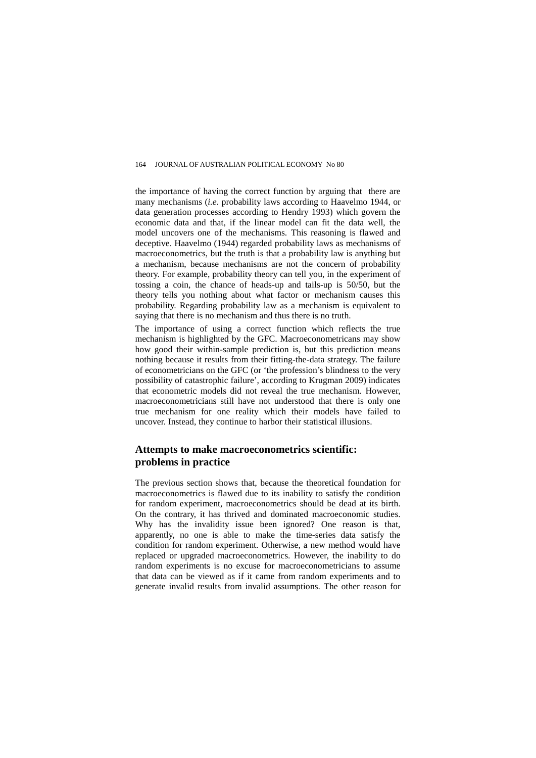the importance of having the correct function by arguing that there are many mechanisms (*i.e*. probability laws according to Haavelmo 1944, or data generation processes according to Hendry 1993) which govern the economic data and that, if the linear model can fit the data well, the model uncovers one of the mechanisms. This reasoning is flawed and deceptive. Haavelmo (1944) regarded probability laws as mechanisms of macroeconometrics, but the truth is that a probability law is anything but a mechanism, because mechanisms are not the concern of probability theory. For example, probability theory can tell you, in the experiment of tossing a coin, the chance of heads-up and tails-up is 50/50, but the theory tells you nothing about what factor or mechanism causes this probability. Regarding probability law as a mechanism is equivalent to saying that there is no mechanism and thus there is no truth.

The importance of using a correct function which reflects the true mechanism is highlighted by the GFC. Macroeconometricans may show how good their within-sample prediction is, but this prediction means nothing because it results from their fitting-the-data strategy. The failure of econometricians on the GFC (or 'the profession's blindness to the very possibility of catastrophic failure', according to Krugman 2009) indicates that econometric models did not reveal the true mechanism. However, macroeconometricians still have not understood that there is only one true mechanism for one reality which their models have failed to uncover. Instead, they continue to harbor their statistical illusions.

## Attempts to make macroeconometrics scientific: problems in practice

The previous section shows that, because the theoretical foundation for macroeconometrics is flawed due to its inability to satisfy the condition for random experiment, macroeconometrics should be dead at its birth. On the contrary, it has thrived and dominated macroeconomic studies. Why has the invalidity issue been ignored? One reason is that, apparently, no one is able to make the time-series data satisfy the condition for random experiment. Otherwise, a new method would have replaced or upgraded macroeconometrics. However, the inability to do random experiments is no excuse for macroeconometricians to assume that data can be viewed as if it came from random experiments and to generate invalid results from invalid assumptions. The other reason for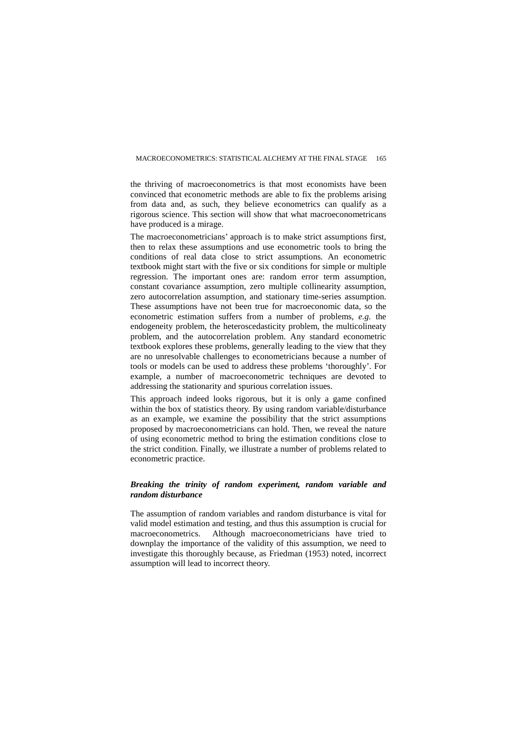the thriving of macroeconometrics is that most economists have been convinced that econometric methods are able to fix the problems arising from data and, as such, they believe econometrics can qualify as a rigorous science. This section will show that what macroeconometricans have produced is a mirage.

The macroeconometricians' approach is to make strict assumptions first, then to relax these assumptions and use econometric tools to bring the conditions of real data close to strict assumptions. An econometric textbook might start with the five or six conditions for simple or multiple regression. The important ones are: random error term assumption, constant covariance assumption, zero multiple collinearity assumption, zero autocorrelation assumption, and stationary time-series assumption. These assumptions have not been true for macroeconomic data, so the econometric estimation suffers from a number of problems, *e.g.* the endogeneity problem, the heteroscedasticity problem, the multicolineaty problem, and the autocorrelation problem. Any standard econometric textbook explores these problems, generally leading to the view that they are no unresolvable challenges to econometricians because a number of tools or models can be used to address these problems 'thoroughly'. For example, a number of macroeconometric techniques are devoted to addressing the stationarity and spurious correlation issues.

This approach indeed looks rigorous, but it is only a game confined within the box of statistics theory. By using random variable/disturbance as an example, we examine the possibility that the strict assumptions proposed by macroeconometricians can hold. Then, we reveal the nature of using econometric method to bring the estimation conditions close to the strict condition. Finally, we illustrate a number of problems related to econometric practice.

### *Breaking the trinity of random experiment, random variable and random disturbance*

The assumption of random variables and random disturbance is vital for valid model estimation and testing, and thus this assumption is crucial for macroeconometrics. Although macroeconometricians have tried to downplay the importance of the validity of this assumption, we need to investigate this thoroughly because, as Friedman (1953) noted, incorrect assumption will lead to incorrect theory.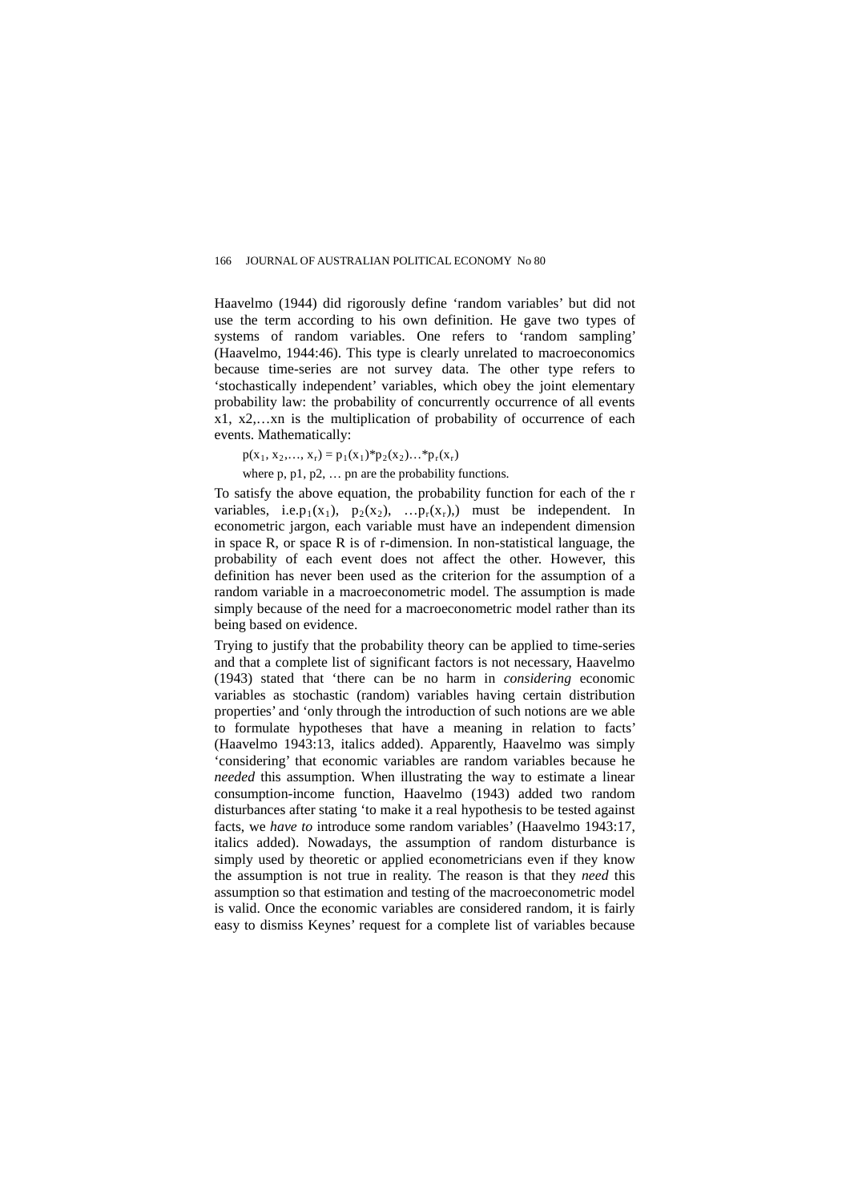Haavelmo (1944) did rigorously define 'random variables' but did not use the term according to his own definition. He gave two types of systems of random variables. One refers to 'random sampling' (Haavelmo, 1944:46). This type is clearly unrelated to macroeconomics because time-series are not survey data. The other type refers to 'stochastically independent' variables, which obey the joint elementary probability law: the probability of concurrently occurrence of all events x1, x2,…xn is the multiplication of probability of occurrence of each events. Mathematically:

$$p(x_1, x_2,\ldots, x_r) = p_1(x_1)*p_2(x_2)\ldots*p_r(x_r)$$

where p, p1, p2, … pn are the probability functions.

To satisfy the above equation, the probability function for each of the r variables, i.e.$p_1(x_1)$, $p_2(x_2)$, …$p_r(x_r)$,) must be independent. In econometric jargon, each variable must have an independent dimension in space R, or space R is of r-dimension. In non-statistical language, the probability of each event does not affect the other. However, this definition has never been used as the criterion for the assumption of a random variable in a macroeconometric model. The assumption is made simply because of the need for a macroeconometric model rather than its being based on evidence.

Trying to justify that the probability theory can be applied to time-series and that a complete list of significant factors is not necessary, Haavelmo (1943) stated that 'there can be no harm in *considering* economic variables as stochastic (random) variables having certain distribution properties' and 'only through the introduction of such notions are we able to formulate hypotheses that have a meaning in relation to facts' (Haavelmo 1943:13, italics added). Apparently, Haavelmo was simply 'considering' that economic variables are random variables because he *needed* this assumption. When illustrating the way to estimate a linear consumption-income function, Haavelmo (1943) added two random disturbances after stating 'to make it a real hypothesis to be tested against facts, we *have to* introduce some random variables' (Haavelmo 1943:17, italics added). Nowadays, the assumption of random disturbance is simply used by theoretic or applied econometricians even if they know the assumption is not true in reality. The reason is that they *need* this assumption so that estimation and testing of the macroeconometric model is valid. Once the economic variables are considered random, it is fairly easy to dismiss Keynes' request for a complete list of variables because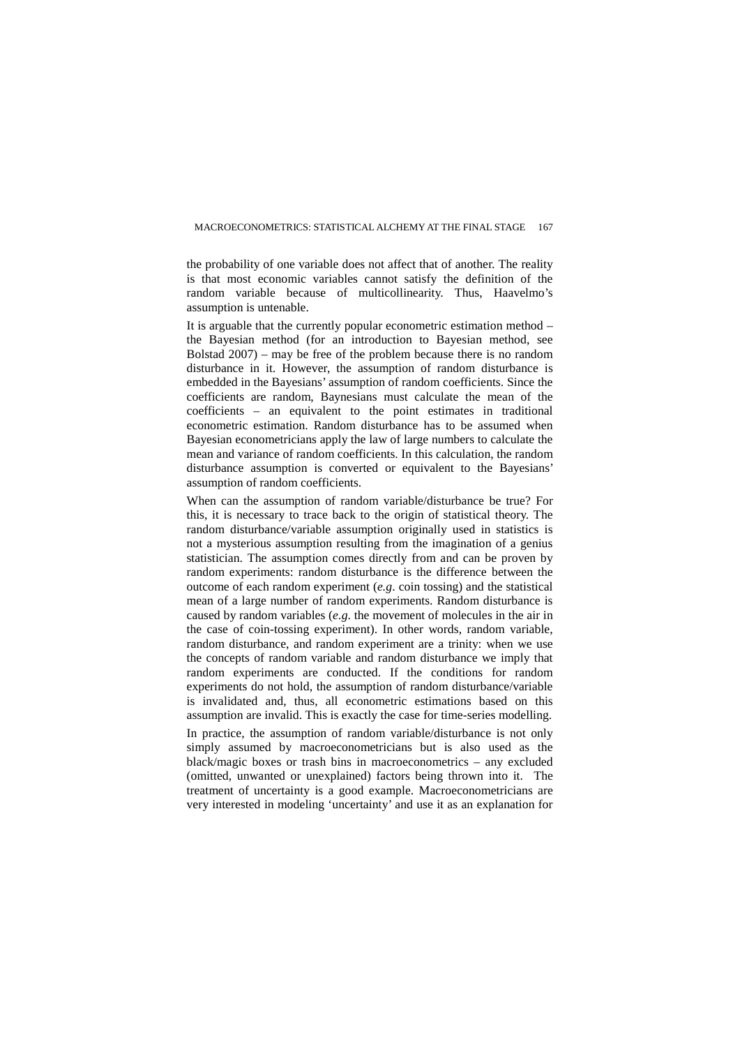the probability of one variable does not affect that of another. The reality is that most economic variables cannot satisfy the definition of the random variable because of multicollinearity. Thus, Haavelmo's assumption is untenable.

It is arguable that the currently popular econometric estimation method – the Bayesian method (for an introduction to Bayesian method, see Bolstad 2007) – may be free of the problem because there is no random disturbance in it. However, the assumption of random disturbance is embedded in the Bayesians' assumption of random coefficients. Since the coefficients are random, Baynesians must calculate the mean of the coefficients – an equivalent to the point estimates in traditional econometric estimation. Random disturbance has to be assumed when Bayesian econometricians apply the law of large numbers to calculate the mean and variance of random coefficients. In this calculation, the random disturbance assumption is converted or equivalent to the Bayesians' assumption of random coefficients.

When can the assumption of random variable/disturbance be true? For this, it is necessary to trace back to the origin of statistical theory. The random disturbance/variable assumption originally used in statistics is not a mysterious assumption resulting from the imagination of a genius statistician. The assumption comes directly from and can be proven by random experiments: random disturbance is the difference between the outcome of each random experiment (*e.g*. coin tossing) and the statistical mean of a large number of random experiments. Random disturbance is caused by random variables (*e.g*. the movement of molecules in the air in the case of coin-tossing experiment). In other words, random variable, random disturbance, and random experiment are a trinity: when we use the concepts of random variable and random disturbance we imply that random experiments are conducted. If the conditions for random experiments do not hold, the assumption of random disturbance/variable is invalidated and, thus, all econometric estimations based on this assumption are invalid. This is exactly the case for time-series modelling.

In practice, the assumption of random variable/disturbance is not only simply assumed by macroeconometricians but is also used as the black/magic boxes or trash bins in macroeconometrics – any excluded (omitted, unwanted or unexplained) factors being thrown into it. The treatment of uncertainty is a good example. Macroeconometricians are very interested in modeling 'uncertainty' and use it as an explanation for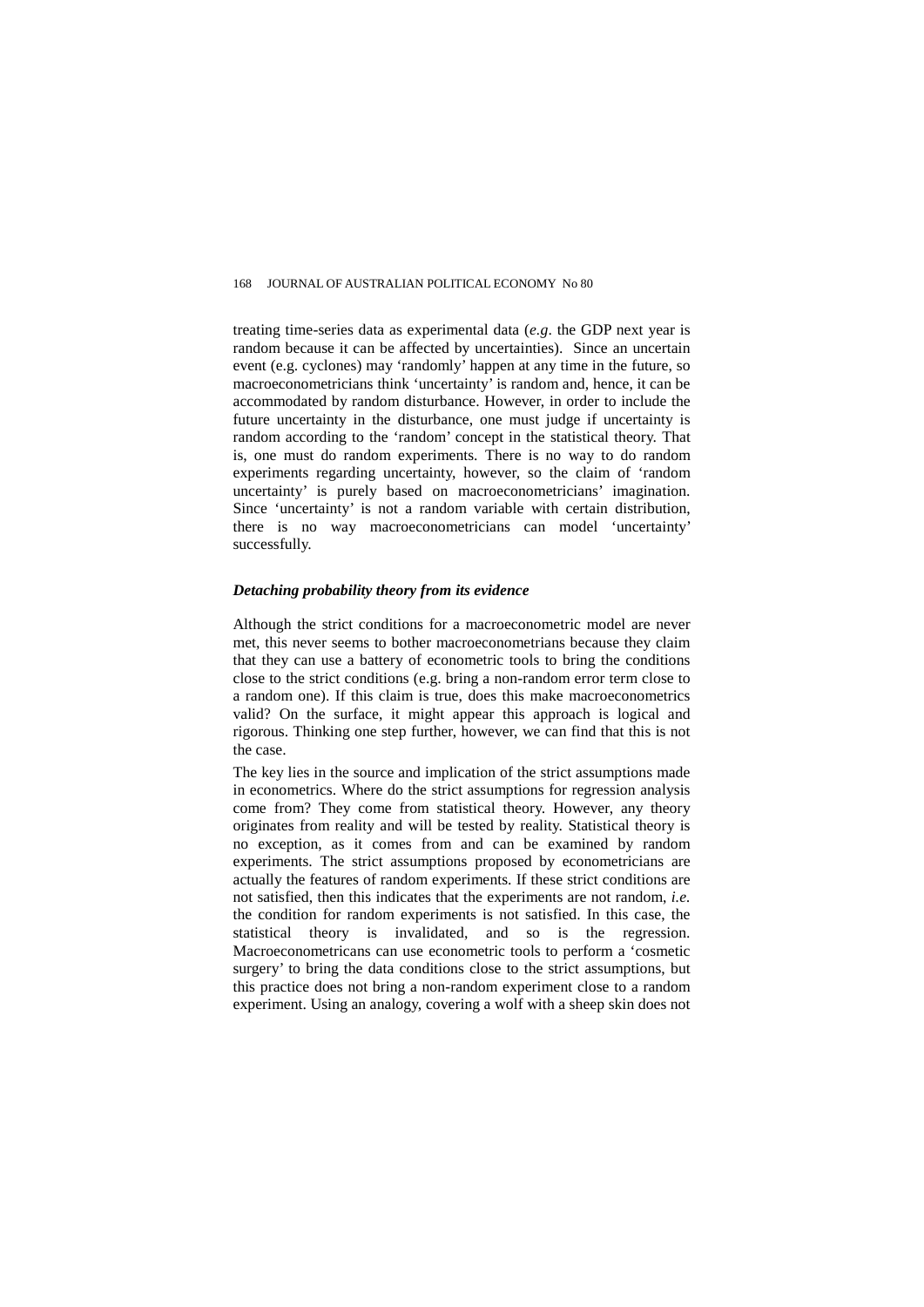treating time-series data as experimental data (*e.g*. the GDP next year is random because it can be affected by uncertainties). Since an uncertain event (e.g. cyclones) may 'randomly' happen at any time in the future, so macroeconometricians think 'uncertainty' is random and, hence, it can be accommodated by random disturbance. However, in order to include the future uncertainty in the disturbance, one must judge if uncertainty is random according to the 'random' concept in the statistical theory. That is, one must do random experiments. There is no way to do random experiments regarding uncertainty, however, so the claim of 'random uncertainty' is purely based on macroeconometricians' imagination. Since 'uncertainty' is not a random variable with certain distribution, there is no way macroeconometricians can model 'uncertainty' successfully.

### *Detaching probability theory from its evidence*

Although the strict conditions for a macroeconometric model are never met, this never seems to bother macroeconometrians because they claim that they can use a battery of econometric tools to bring the conditions close to the strict conditions (e.g. bring a non-random error term close to a random one). If this claim is true, does this make macroeconometrics valid? On the surface, it might appear this approach is logical and rigorous. Thinking one step further, however, we can find that this is not the case.

The key lies in the source and implication of the strict assumptions made in econometrics. Where do the strict assumptions for regression analysis come from? They come from statistical theory. However, any theory originates from reality and will be tested by reality. Statistical theory is no exception, as it comes from and can be examined by random experiments. The strict assumptions proposed by econometricians are actually the features of random experiments. If these strict conditions are not satisfied, then this indicates that the experiments are not random, *i.e.* the condition for random experiments is not satisfied. In this case, the statistical theory is invalidated, and so is the regression. Macroeconometricans can use econometric tools to perform a 'cosmetic surgery' to bring the data conditions close to the strict assumptions, but this practice does not bring a non-random experiment close to a random experiment. Using an analogy, covering a wolf with a sheep skin does not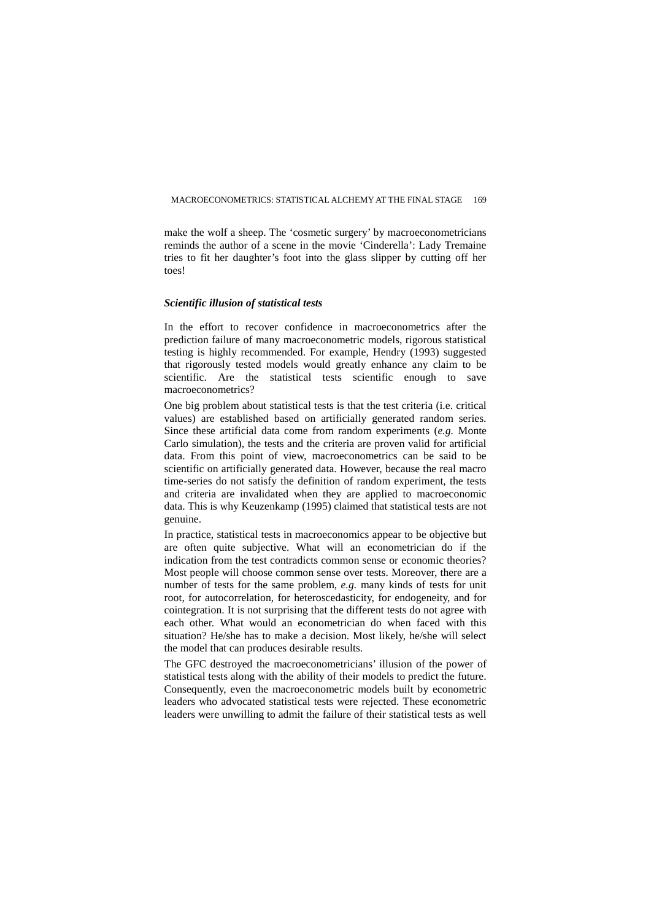make the wolf a sheep. The ‘cosmetic surgery’ by macroeconometricians reminds the author of a scene in the movie ‘Cinderella’: Lady Tremaine tries to fit her daughter’s foot into the glass slipper by cutting off her toes!

### *Scientific illusion of statistical tests*

In the effort to recover confidence in macroeconometrics after the prediction failure of many macroeconometric models, rigorous statistical testing is highly recommended. For example, Hendry (1993) suggested that rigorously tested models would greatly enhance any claim to be scientific. Are the statistical tests scientific enough to save macroeconometrics?

One big problem about statistical tests is that the test criteria (i.e. critical values) are established based on artificially generated random series. Since these artificial data come from random experiments (*e.g.* Monte Carlo simulation), the tests and the criteria are proven valid for artificial data. From this point of view, macroeconometrics can be said to be scientific on artificially generated data. However, because the real macro time-series do not satisfy the definition of random experiment, the tests and criteria are invalidated when they are applied to macroeconomic data. This is why Keuzenkamp (1995) claimed that statistical tests are not genuine.

In practice, statistical tests in macroeconomics appear to be objective but are often quite subjective. What will an econometrician do if the indication from the test contradicts common sense or economic theories? Most people will choose common sense over tests. Moreover, there are a number of tests for the same problem, *e.g.* many kinds of tests for unit root, for autocorrelation, for heteroscedasticity, for endogeneity, and for cointegration. It is not surprising that the different tests do not agree with each other. What would an econometrician do when faced with this situation? He/she has to make a decision. Most likely, he/she will select the model that can produces desirable results.

The GFC destroyed the macroeconometricians’ illusion of the power of statistical tests along with the ability of their models to predict the future. Consequently, even the macroeconometric models built by econometric leaders who advocated statistical tests were rejected. These econometric leaders were unwilling to admit the failure of their statistical tests as well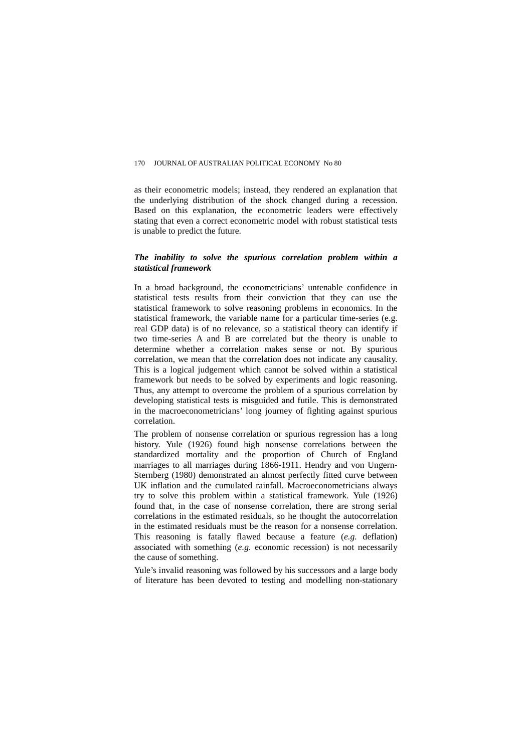as their econometric models; instead, they rendered an explanation that the underlying distribution of the shock changed during a recession. Based on this explanation, the econometric leaders were effectively stating that even a correct econometric model with robust statistical tests is unable to predict the future.

### *The inability to solve the spurious correlation problem within a statistical framework*

In a broad background, the econometricians' untenable confidence in statistical tests results from their conviction that they can use the statistical framework to solve reasoning problems in economics. In the statistical framework, the variable name for a particular time-series (e.g. real GDP data) is of no relevance, so a statistical theory can identify if two time-series A and B are correlated but the theory is unable to determine whether a correlation makes sense or not. By spurious correlation, we mean that the correlation does not indicate any causality. This is a logical judgement which cannot be solved within a statistical framework but needs to be solved by experiments and logic reasoning. Thus, any attempt to overcome the problem of a spurious correlation by developing statistical tests is misguided and futile. This is demonstrated in the macroeconometricians' long journey of fighting against spurious correlation.

The problem of nonsense correlation or spurious regression has a long history. Yule (1926) found high nonsense correlations between the standardized mortality and the proportion of Church of England marriages to all marriages during 1866-1911. Hendry and von Ungern-Sternberg (1980) demonstrated an almost perfectly fitted curve between UK inflation and the cumulated rainfall. Macroeconometricians always try to solve this problem within a statistical framework. Yule (1926) found that, in the case of nonsense correlation, there are strong serial correlations in the estimated residuals, so he thought the autocorrelation in the estimated residuals must be the reason for a nonsense correlation. This reasoning is fatally flawed because a feature (*e.g.* deflation) associated with something (*e.g.* economic recession) is not necessarily the cause of something.

Yule's invalid reasoning was followed by his successors and a large body of literature has been devoted to testing and modelling non-stationary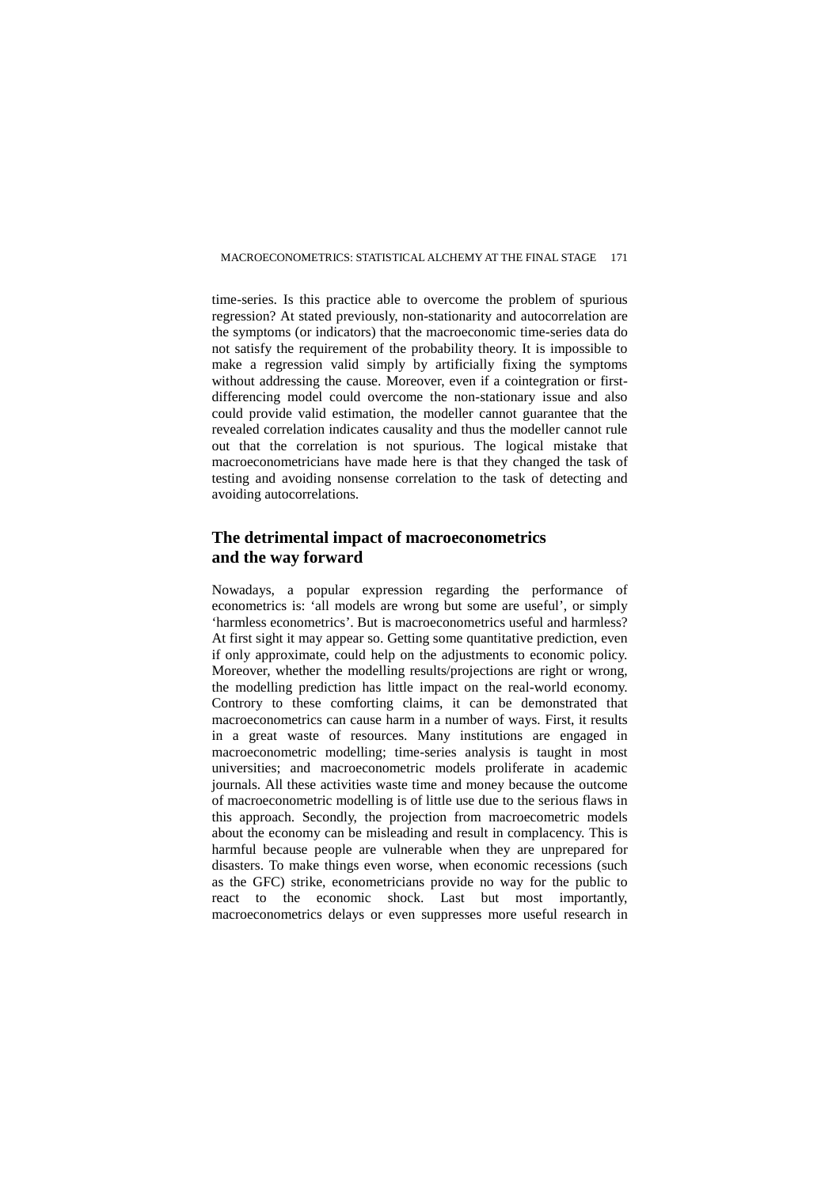time-series. Is this practice able to overcome the problem of spurious regression? At stated previously, non-stationarity and autocorrelation are the symptoms (or indicators) that the macroeconomic time-series data do not satisfy the requirement of the probability theory. It is impossible to make a regression valid simply by artificially fixing the symptoms without addressing the cause. Moreover, even if a cointegration or first-differencing model could overcome the non-stationary issue and also could provide valid estimation, the modeller cannot guarantee that the revealed correlation indicates causality and thus the modeller cannot rule out that the correlation is not spurious. The logical mistake that macroeconometricians have made here is that they changed the task of testing and avoiding nonsense correlation to the task of detecting and avoiding autocorrelations.

## The detrimental impact of macroeconometrics and the way forward

Nowadays, a popular expression regarding the performance of econometrics is: 'all models are wrong but some are useful', or simply 'harmless econometrics'. But is macroeconometrics useful and harmless? At first sight it may appear so. Getting some quantitative prediction, even if only approximate, could help on the adjustments to economic policy. Moreover, whether the modelling results/projections are right or wrong, the modelling prediction has little impact on the real-world economy. Controry to these comforting claims, it can be demonstrated that macroeconometrics can cause harm in a number of ways. First, it results in a great waste of resources. Many institutions are engaged in macroeconometric modelling; time-series analysis is taught in most universities; and macroeconometric models proliferate in academic journals. All these activities waste time and money because the outcome of macroeconometric modelling is of little use due to the serious flaws in this approach. Secondly, the projection from macroecometric models about the economy can be misleading and result in complacency. This is harmful because people are vulnerable when they are unprepared for disasters. To make things even worse, when economic recessions (such as the GFC) strike, econometricians provide no way for the public to react to the economic shock. Last but most importantly, macroeconometrics delays or even suppresses more useful research in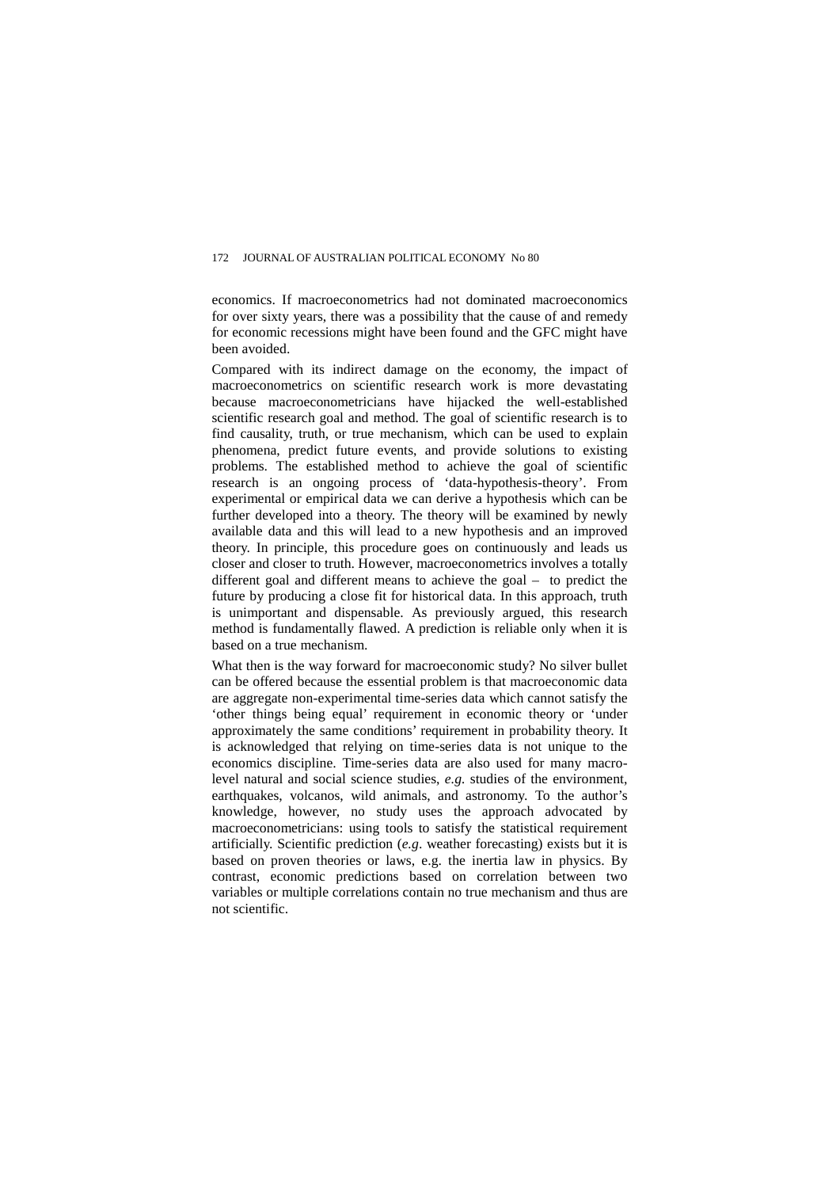economics. If macroeconometrics had not dominated macroeconomics for over sixty years, there was a possibility that the cause of and remedy for economic recessions might have been found and the GFC might have been avoided.

Compared with its indirect damage on the economy, the impact of macroeconometrics on scientific research work is more devastating because macroeconometricians have hijacked the well-established scientific research goal and method. The goal of scientific research is to find causality, truth, or true mechanism, which can be used to explain phenomena, predict future events, and provide solutions to existing problems. The established method to achieve the goal of scientific research is an ongoing process of 'data-hypothesis-theory'. From experimental or empirical data we can derive a hypothesis which can be further developed into a theory. The theory will be examined by newly available data and this will lead to a new hypothesis and an improved theory. In principle, this procedure goes on continuously and leads us closer and closer to truth. However, macroeconometrics involves a totally different goal and different means to achieve the goal – to predict the future by producing a close fit for historical data. In this approach, truth is unimportant and dispensable. As previously argued, this research method is fundamentally flawed. A prediction is reliable only when it is based on a true mechanism.

What then is the way forward for macroeconomic study? No silver bullet can be offered because the essential problem is that macroeconomic data are aggregate non-experimental time-series data which cannot satisfy the 'other things being equal' requirement in economic theory or 'under approximately the same conditions' requirement in probability theory. It is acknowledged that relying on time-series data is not unique to the economics discipline. Time-series data are also used for many macro-level natural and social science studies, *e.g*. studies of the environment, earthquakes, volcanos, wild animals, and astronomy. To the author's knowledge, however, no study uses the approach advocated by macroeconometricians: using tools to satisfy the statistical requirement artificially. Scientific prediction (*e.g*. weather forecasting) exists but it is based on proven theories or laws, e.g. the inertia law in physics. By contrast, economic predictions based on correlation between two variables or multiple correlations contain no true mechanism and thus are not scientific.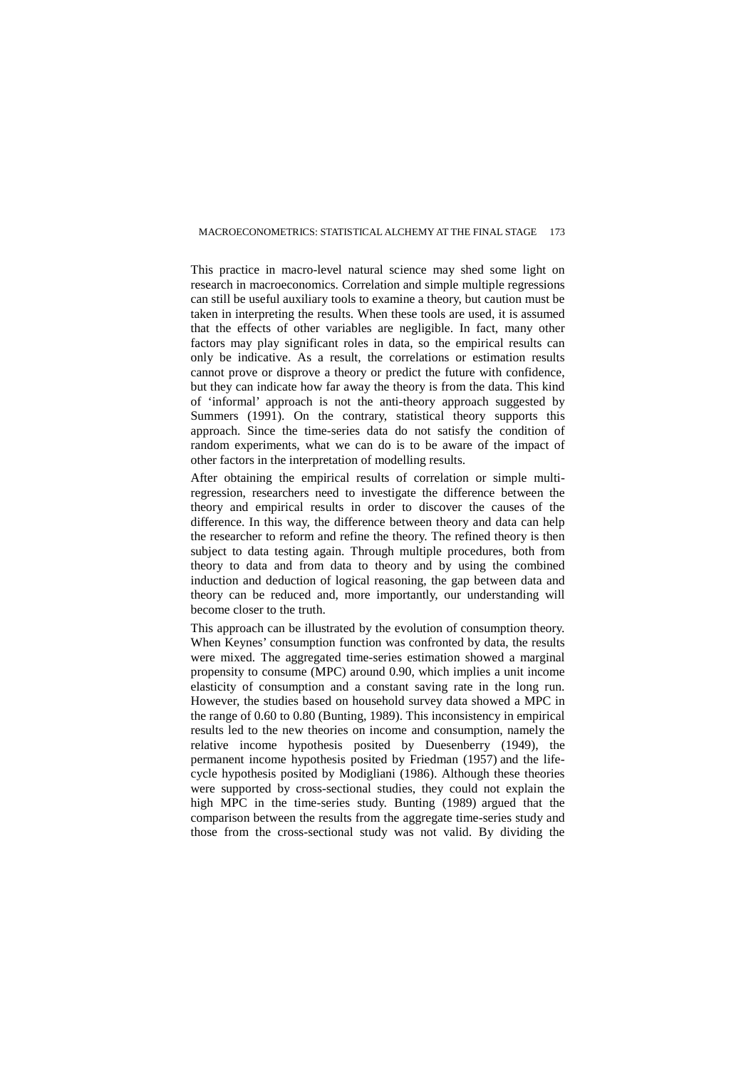This practice in macro-level natural science may shed some light on research in macroeconomics. Correlation and simple multiple regressions can still be useful auxiliary tools to examine a theory, but caution must be taken in interpreting the results. When these tools are used, it is assumed that the effects of other variables are negligible. In fact, many other factors may play significant roles in data, so the empirical results can only be indicative. As a result, the correlations or estimation results cannot prove or disprove a theory or predict the future with confidence, but they can indicate how far away the theory is from the data. This kind of 'informal' approach is not the anti-theory approach suggested by Summers (1991). On the contrary, statistical theory supports this approach. Since the time-series data do not satisfy the condition of random experiments, what we can do is to be aware of the impact of other factors in the interpretation of modelling results.

After obtaining the empirical results of correlation or simple multi-regression, researchers need to investigate the difference between the theory and empirical results in order to discover the causes of the difference. In this way, the difference between theory and data can help the researcher to reform and refine the theory. The refined theory is then subject to data testing again. Through multiple procedures, both from theory to data and from data to theory and by using the combined induction and deduction of logical reasoning, the gap between data and theory can be reduced and, more importantly, our understanding will become closer to the truth.

This approach can be illustrated by the evolution of consumption theory. When Keynes' consumption function was confronted by data, the results were mixed. The aggregated time-series estimation showed a marginal propensity to consume (MPC) around 0.90, which implies a unit income elasticity of consumption and a constant saving rate in the long run. However, the studies based on household survey data showed a MPC in the range of 0.60 to 0.80 (Bunting, 1989). This inconsistency in empirical results led to the new theories on income and consumption, namely the relative income hypothesis posited by Duesenberry (1949), the permanent income hypothesis posited by Friedman (1957) and the life-cycle hypothesis posited by Modigliani (1986). Although these theories were supported by cross-sectional studies, they could not explain the high MPC in the time-series study. Bunting (1989) argued that the comparison between the results from the aggregate time-series study and those from the cross-sectional study was not valid. By dividing the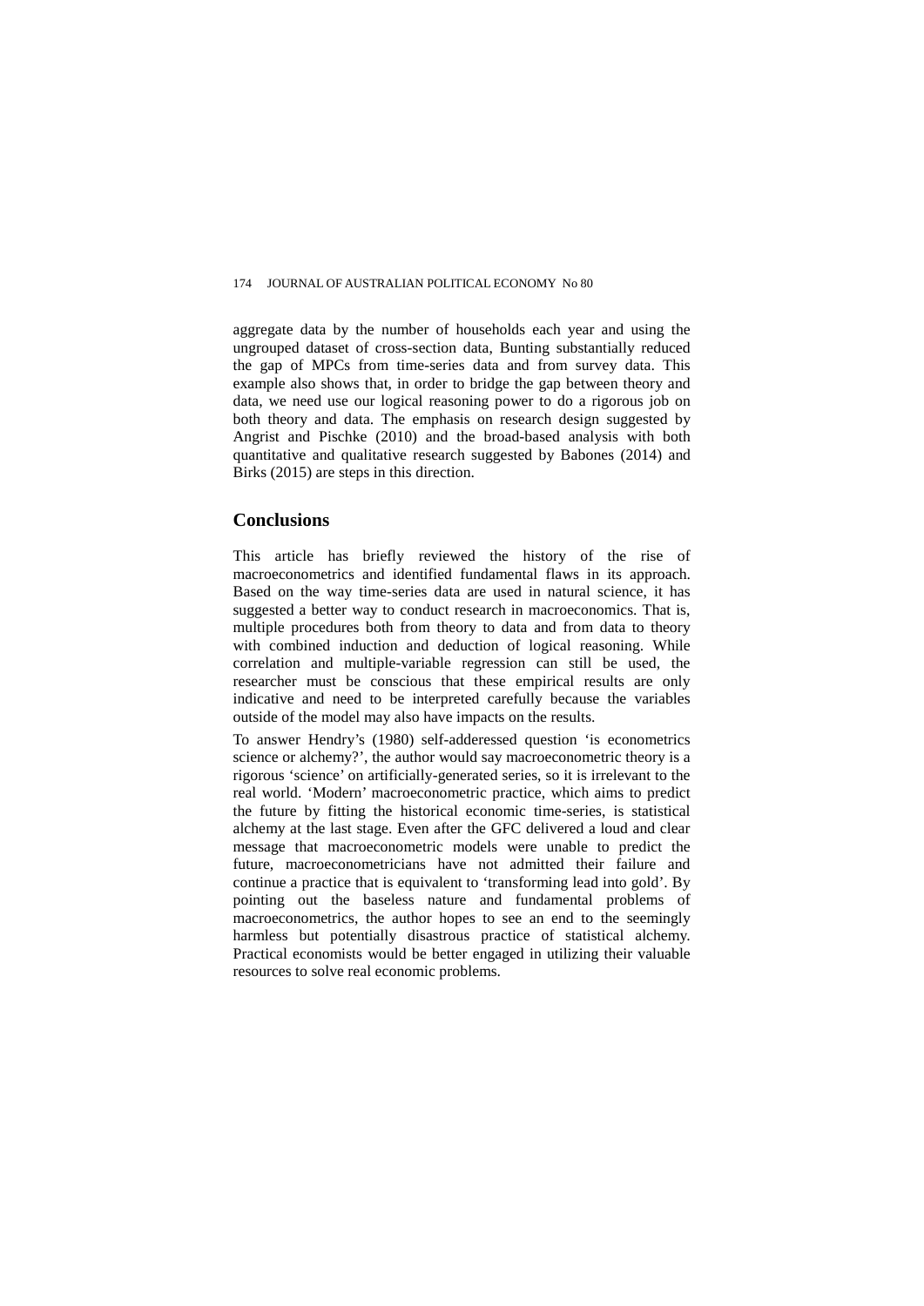aggregate data by the number of households each year and using the ungrouped dataset of cross-section data, Bunting substantially reduced the gap of MPCs from time-series data and from survey data. This example also shows that, in order to bridge the gap between theory and data, we need use our logical reasoning power to do a rigorous job on both theory and data. The emphasis on research design suggested by Angrist and Pischke (2010) and the broad-based analysis with both quantitative and qualitative research suggested by Babones (2014) and Birks (2015) are steps in this direction.

## Conclusions

This article has briefly reviewed the history of the rise of macroeconometrics and identified fundamental flaws in its approach. Based on the way time-series data are used in natural science, it has suggested a better way to conduct research in macroeconomics. That is, multiple procedures both from theory to data and from data to theory with combined induction and deduction of logical reasoning. While correlation and multiple-variable regression can still be used, the researcher must be conscious that these empirical results are only indicative and need to be interpreted carefully because the variables outside of the model may also have impacts on the results.

To answer Hendry's (1980) self-adderessed question 'is econometrics science or alchemy?', the author would say macroeconometric theory is a rigorous 'science' on artificially-generated series, so it is irrelevant to the real world. 'Modern' macroeconometric practice, which aims to predict the future by fitting the historical economic time-series, is statistical alchemy at the last stage. Even after the GFC delivered a loud and clear message that macroeconometric models were unable to predict the future, macroeconometricians have not admitted their failure and continue a practice that is equivalent to 'transforming lead into gold'. By pointing out the baseless nature and fundamental problems of macroeconometrics, the author hopes to see an end to the seemingly harmless but potentially disastrous practice of statistical alchemy. Practical economists would be better engaged in utilizing their valuable resources to solve real economic problems.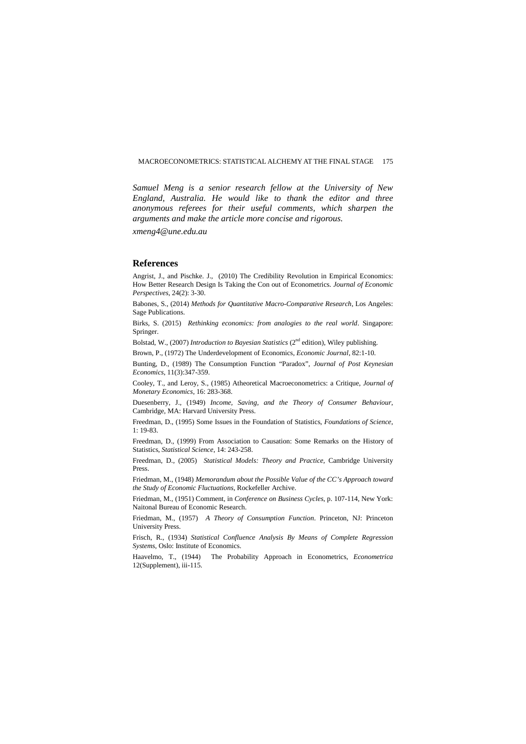*Samuel Meng is a senior research fellow at the University of New England, Australia. He would like to thank the editor and three anonymous referees for their useful comments, which sharpen the arguments and make the article more concise and rigorous.*

*xmeng4@une.edu.au*

## References

Angrist, J., and Pischke. J., (2010) The Credibility Revolution in Empirical Economics: How Better Research Design Is Taking the Con out of Econometrics. *Journal of Economic Perspectives*, 24(2): 3-30.

Babones, S., (2014) *Methods for Quantitative Macro-Comparative Research*, Los Angeles: Sage Publications.

Birks, S. (2015) *Rethinking economics: from analogies to the real world*. Singapore: Springer.

Bolstad, W., (2007) *Introduction to Bayesian Statistics* (2nd edition), Wiley publishing.

Brown, P., (1972) The Underdevelopment of Economics, *Economic Journal*, 82:1-10.

Bunting, D., (1989) The Consumption Function "Paradox", *Journal of Post Keynesian Economics*, 11(3):347-359.

Cooley, T., and Leroy, S., (1985) Atheoretical Macroeconometrics: a Critique, *Journal of Monetary Economics*, 16: 283-368.

Duesenberry, J., (1949) *Income, Saving, and the Theory of Consumer Behaviour*, Cambridge, MA: Harvard University Press.

Freedman, D., (1995) Some Issues in the Foundation of Statistics, *Foundations of Science*, 1: 19-83.

Freedman, D., (1999) From Association to Causation: Some Remarks on the History of Statistics, *Statistical Science*, 14: 243-258.

Freedman, D., (2005) *Statistical Models: Theory and Practice*, Cambridge University Press.

Friedman, M., (1948) *Memorandum about the Possible Value of the CC's Approach toward the Study of Economic Fluctuations*, Rockefeller Archive.

Friedman, M., (1951) Comment, in *Conference on Business Cycles*, p. 107-114, New York: Naitonal Bureau of Economic Research.

Friedman, M., (1957) *A Theory of Consumption Function*. Princeton, NJ: Princeton University Press.

Frisch, R., (1934) *Statistical Confluence Analysis By Means of Complete Regression Systems*, Oslo: Institute of Economics.

Haavelmo, T., (1944) The Probability Approach in Econometrics, *Econometrica* 12(Supplement), iii-115.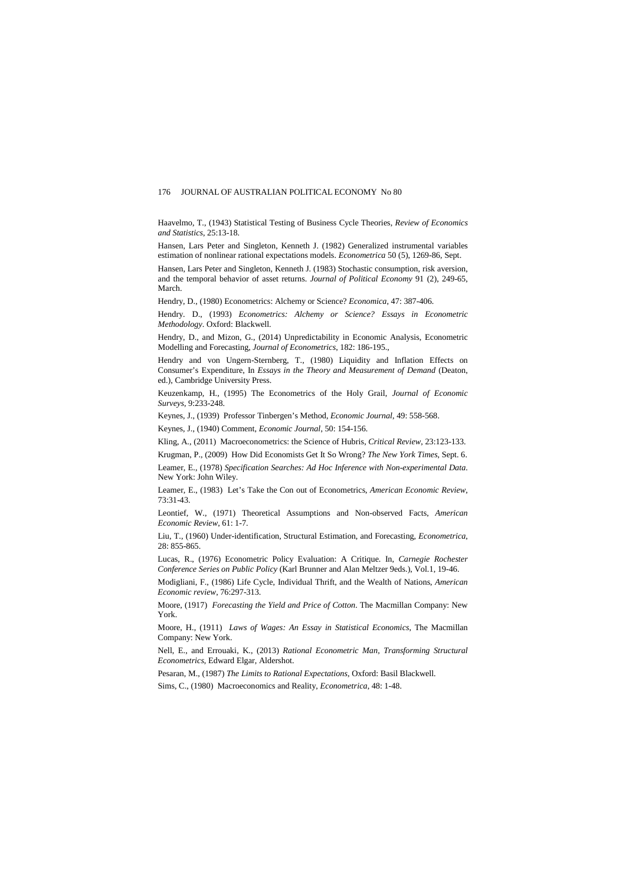Haavelmo, T., (1943) Statistical Testing of Business Cycle Theories, *Review of Economics and Statistics*, 25:13-18.

Hansen, Lars Peter and Singleton, Kenneth J. (1982) Generalized instrumental variables estimation of nonlinear rational expectations models. *Econometrica* 50 (5), 1269-86, Sept.

Hansen, Lars Peter and Singleton, Kenneth J. (1983) Stochastic consumption, risk aversion, and the temporal behavior of asset returns. *Journal of Political Economy* 91 (2), 249-65, March.

Hendry, D., (1980) Econometrics: Alchemy or Science? *Economica*, 47: 387-406.

Hendry. D., (1993) *Econometrics: Alchemy or Science? Essays in Econometric Methodology*. Oxford: Blackwell.

Hendry, D., and Mizon, G., (2014) Unpredictability in Economic Analysis, Econometric Modelling and Forecasting, *Journal of Econometrics*, 182: 186-195.,

Hendry and von Ungern-Sternberg, T., (1980) Liquidity and Inflation Effects on Consumer's Expenditure, In *Essays in the Theory and Measurement of Demand* (Deaton, ed.), Cambridge University Press.

Keuzenkamp, H., (1995) The Econometrics of the Holy Grail, *Journal of Economic Surveys*, 9:233-248.

Keynes, J., (1939) Professor Tinbergen's Method, *Economic Journal*, 49: 558-568.

Keynes, J., (1940) Comment, *Economic Journal*, 50: 154-156.

Kling, A., (2011) Macroeconometrics: the Science of Hubris, *Critical Review*, 23:123-133.

Krugman, P., (2009) How Did Economists Get It So Wrong? *The New York Times*, Sept. 6.

Leamer, E., (1978) *Specification Searches: Ad Hoc Inference with Non-experimental Data*. New York: John Wiley.

Leamer, E., (1983) Let's Take the Con out of Econometrics, *American Economic Review*, 73:31-43.

Leontief, W., (1971) Theoretical Assumptions and Non-observed Facts, *American Economic Review*, 61: 1-7.

Liu, T., (1960) Under-identification, Structural Estimation, and Forecasting, *Econometrica*, 28: 855-865.

Lucas, R., (1976) Econometric Policy Evaluation: A Critique. In, *Carnegie Rochester Conference Series on Public Policy* (Karl Brunner and Alan Meltzer 9eds.), Vol.1, 19-46.

Modigliani, F., (1986) Life Cycle, Individual Thrift, and the Wealth of Nations, *American Economic review*, 76:297-313.

Moore, (1917) *Forecasting the Yield and Price of Cotton*. The Macmillan Company: New York.

Moore, H., (1911) *Laws of Wages: An Essay in Statistical Economics*, The Macmillan Company: New York.

Nell, E., and Errouaki, K., (2013) *Rational Econometric Man, Transforming Structural Econometrics*, Edward Elgar, Aldershot.

Pesaran, M., (1987) *The Limits to Rational Expectations*, Oxford: Basil Blackwell.

Sims, C., (1980) Macroeconomics and Reality, *Econometrica*, 48: 1-48.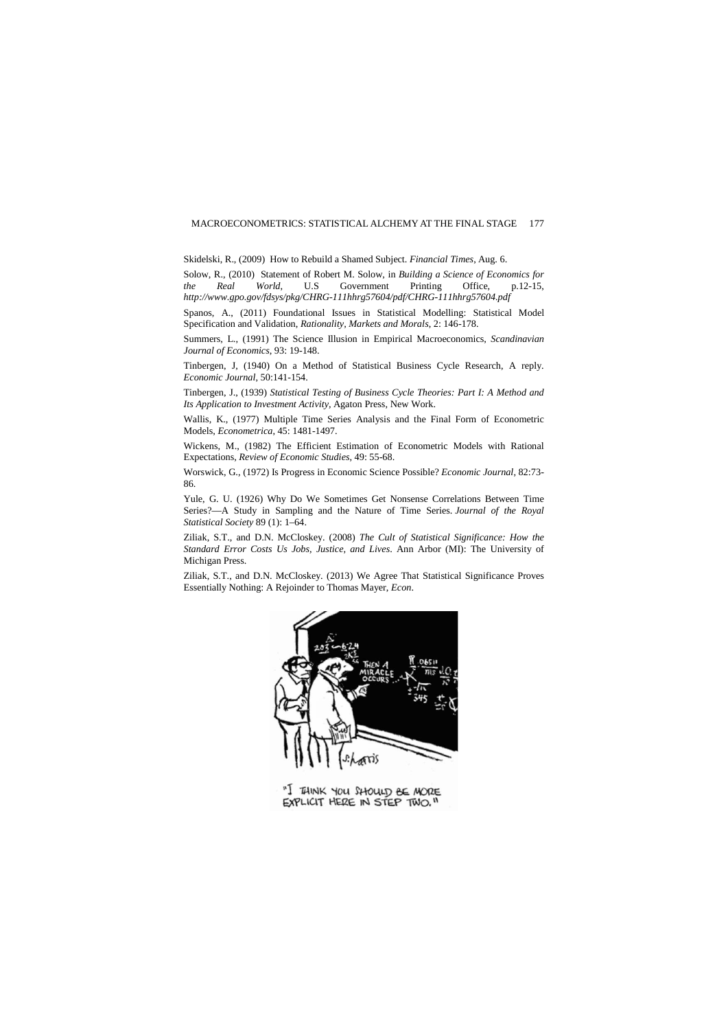Skidelski, R., (2009) How to Rebuild a Shamed Subject. *Financial Times*, Aug. 6.

Solow, R., (2010) Statement of Robert M. Solow, in *Building a Science of Economics for the Real World*, U.S Government Printing Office, p.12-15, *http://www.gpo.gov/fdsys/pkg/CHRG-111hhrg57604/pdf/CHRG-111hhrg57604.pdf*

Spanos, A., (2011) Foundational Issues in Statistical Modelling: Statistical Model Specification and Validation, *Rationality, Markets and Morals*, 2: 146-178.

Summers, L., (1991) The Science Illusion in Empirical Macroeconomics, *Scandinavian Journal of Economics*, 93: 19-148.

Tinbergen, J, (1940) On a Method of Statistical Business Cycle Research, A reply. *Economic Journal*, 50:141-154.

Tinbergen, J., (1939) *Statistical Testing of Business Cycle Theories: Part I: A Method and Its Application to Investment Activity*, Agaton Press, New Work.

Wallis, K., (1977) Multiple Time Series Analysis and the Final Form of Econometric Models, *Econometrica*, 45: 1481-1497.

Wickens, M., (1982) The Efficient Estimation of Econometric Models with Rational Expectations, *Review of Economic Studies*, 49: 55-68.

Worswick, G., (1972) Is Progress in Economic Science Possible? *Economic Journal*, 82:73-86.

Yule, G. U. (1926) Why Do We Sometimes Get Nonsense Correlations Between Time Series?—A Study in Sampling and the Nature of Time Series. *Journal of the Royal Statistical Society* 89 (1): 1–64.

Ziliak, S.T., and D.N. McCloskey. (2008) *The Cult of Statistical Significance: How the Standard Error Costs Us Jobs, Justice, and Lives*. Ann Arbor (MI): The University of Michigan Press.

Ziliak, S.T., and D.N. McCloskey. (2013) We Agree That Statistical Significance Proves Essentially Nothing: A Rejoinder to Thomas Mayer, *Econ*.

"I THINK YOU SHOULD BE MORE EXPLICIT HERE IN STEP TWO."